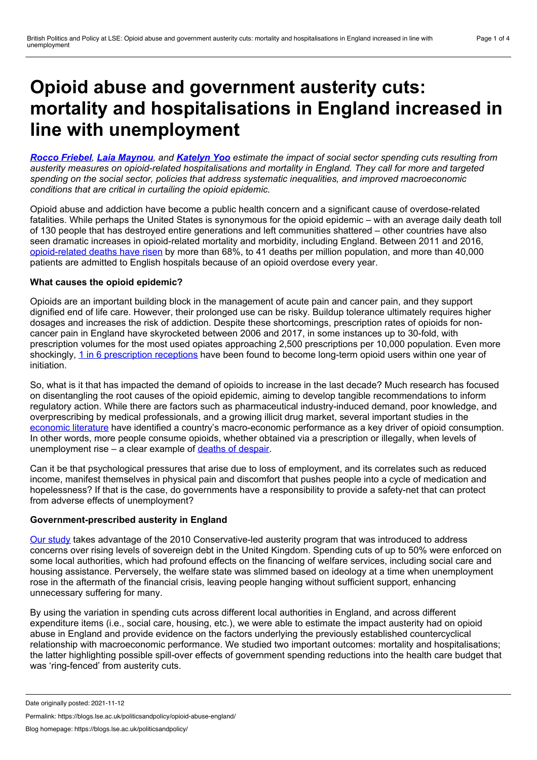# Opioid abuse and government austerity cuts: mortality and hospitalisations in England increased in line with unemployment

***Rocco Friebel**, **Laia Maynou**, and **Katelyn Yoo** estimate the impact of social sector spending cuts resulting from austerity measures on opioid-related hospitalisations and mortality in England. They call for more and targeted spending on the social sector, policies that address systematic inequalities, and improved macroeconomic conditions that are critical in curtailing the opioid epidemic.*

Opioid abuse and addiction have become a public health concern and a significant cause of overdose-related fatalities. While perhaps the United States is synonymous for the opioid epidemic – with an average daily death toll of 130 people that has destroyed entire generations and left communities shattered – other countries have also seen dramatic increases in opioid-related mortality and morbidity, including England. Between 2011 and 2016, opioid-related deaths have risen by more than 68%, to 41 deaths per million population, and more than 40,000 patients are admitted to English hospitals because of an opioid overdose every year.

**What causes the opioid epidemic?**

Opioids are an important building block in the management of acute pain and cancer pain, and they support dignified end of life care. However, their prolonged use can be risky. Buildup tolerance ultimately requires higher dosages and increases the risk of addiction. Despite these shortcomings, prescription rates of opioids for non-cancer pain in England have skyrocketed between 2006 and 2017, in some instances up to 30-fold, with prescription volumes for the most used opiates approaching 2,500 prescriptions per 10,000 population. Even more shockingly, 1 in 6 prescription receptions have been found to become long-term opioid users within one year of initiation.

So, what is it that has impacted the demand of opioids to increase in the last decade? Much research has focused on disentangling the root causes of the opioid epidemic, aiming to develop tangible recommendations to inform regulatory action. While there are factors such as pharmaceutical industry-induced demand, poor knowledge, and overprescribing by medical professionals, and a growing illicit drug market, several important studies in the economic literature have identified a country's macro-economic performance as a key driver of opioid consumption. In other words, more people consume opioids, whether obtained via a prescription or illegally, when levels of unemployment rise – a clear example of deaths of despair.

Can it be that psychological pressures that arise due to loss of employment, and its correlates such as reduced income, manifest themselves in physical pain and discomfort that pushes people into a cycle of medication and hopelessness? If that is the case, do governments have a responsibility to provide a safety-net that can protect from adverse effects of unemployment?

**Government-prescribed austerity in England**

Our study takes advantage of the 2010 Conservative-led austerity program that was introduced to address concerns over rising levels of sovereign debt in the United Kingdom. Spending cuts of up to 50% were enforced on some local authorities, which had profound effects on the financing of welfare services, including social care and housing assistance. Perversely, the welfare state was slimmed based on ideology at a time when unemployment rose in the aftermath of the financial crisis, leaving people hanging without sufficient support, enhancing unnecessary suffering for many.

By using the variation in spending cuts across different local authorities in England, and across different expenditure items (i.e., social care, housing, etc.), we were able to estimate the impact austerity had on opioid abuse in England and provide evidence on the factors underlying the previously established countercyclical relationship with macroeconomic performance. We studied two important outcomes: mortality and hospitalisations; the latter highlighting possible spill-over effects of government spending reductions into the health care budget that was 'ring-fenced' from austerity cuts.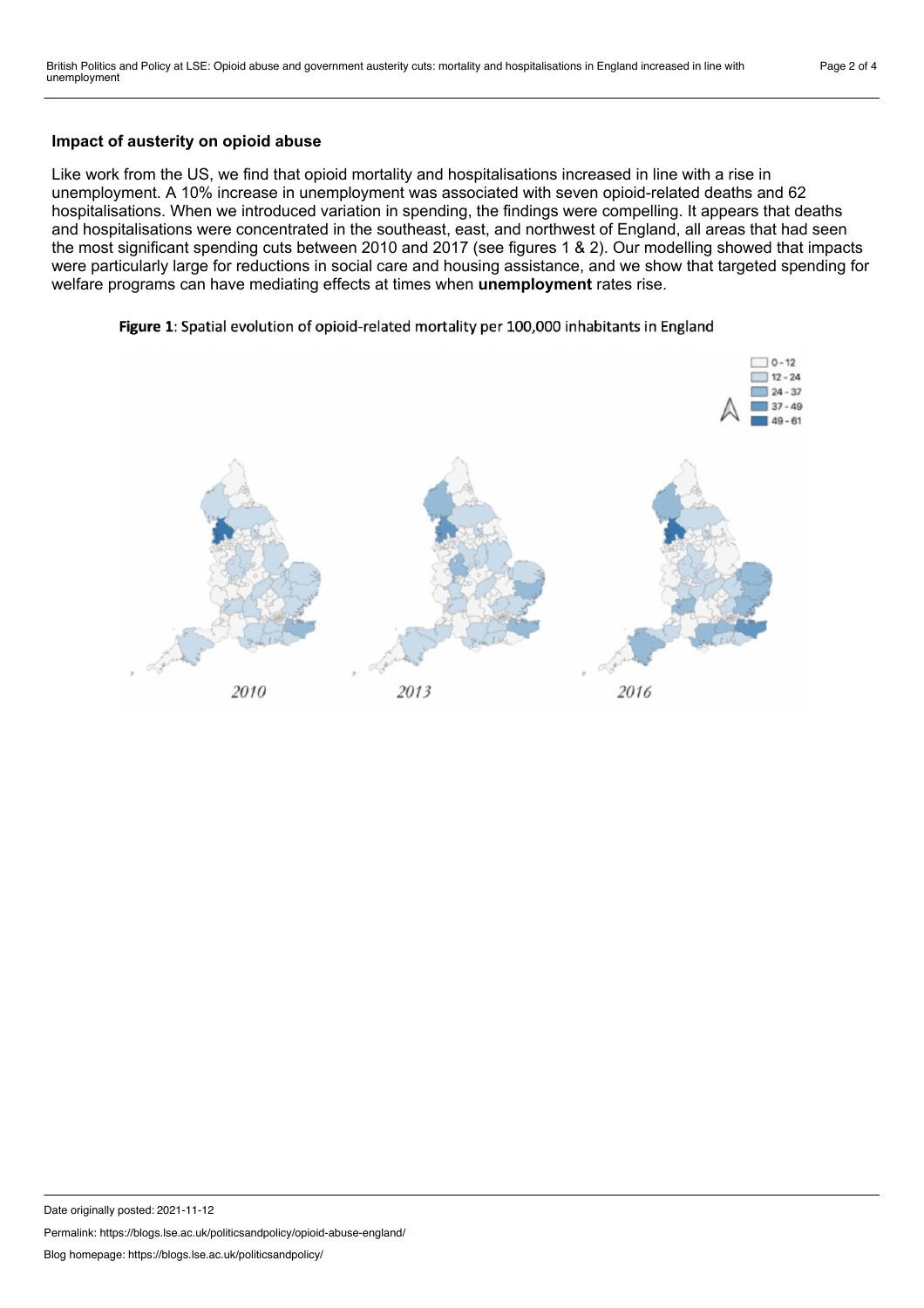### Impact of austerity on opioid abuse

Like work from the US, we find that opioid mortality and hospitalisations increased in line with a rise in unemployment. A 10% increase in unemployment was associated with seven opioid-related deaths and 62 hospitalisations. When we introduced variation in spending, the findings were compelling. It appears that deaths and hospitalisations were concentrated in the southeast, east, and northwest of England, all areas that had seen the most significant spending cuts between 2010 and 2017 (see figures 1 & 2). Our modelling showed that impacts were particularly large for reductions in social care and housing assistance, and we show that targeted spending for welfare programs can have mediating effects at times when **unemployment** rates rise.

**Figure 1**: Spatial evolution of opioid-related mortality per 100,000 inhabitants in England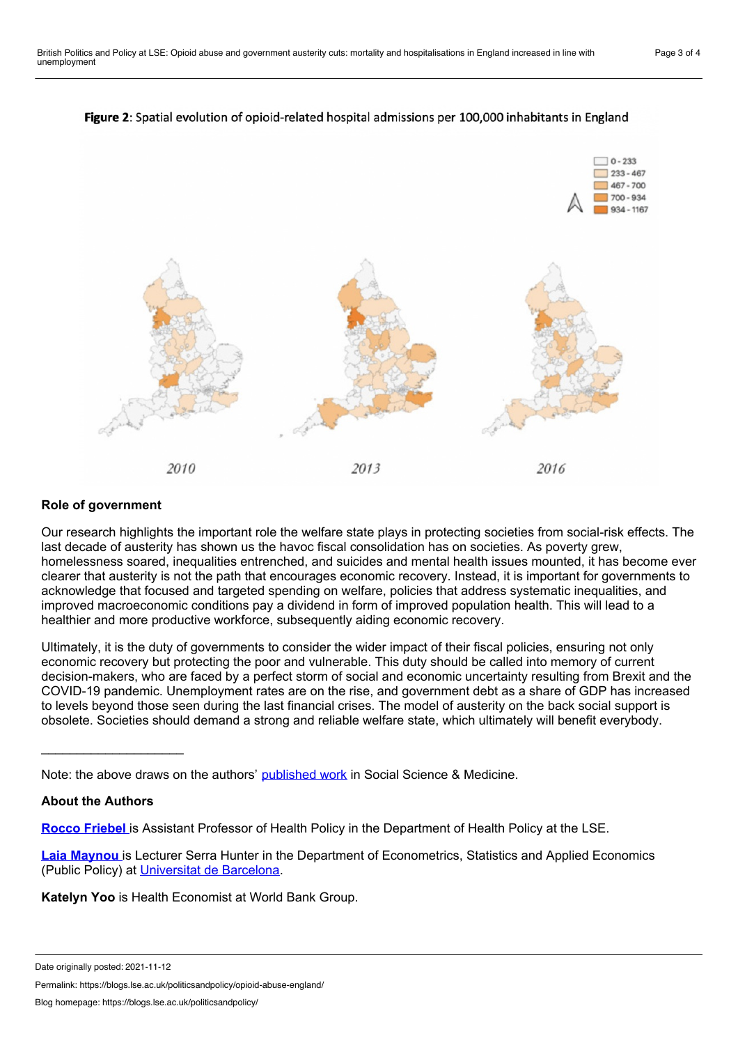**Figure 2**: Spatial evolution of opioid-related hospital admissions per 100,000 inhabitants in England

### Role of government

Our research highlights the important role the welfare state plays in protecting societies from social-risk effects. The last decade of austerity has shown us the havoc fiscal consolidation has on societies. As poverty grew, homelessness soared, inequalities entrenched, and suicides and mental health issues mounted, it has become ever clearer that austerity is not the path that encourages economic recovery. Instead, it is important for governments to acknowledge that focused and targeted spending on welfare, policies that address systematic inequalities, and improved macroeconomic conditions pay a dividend in form of improved population health. This will lead to a healthier and more productive workforce, subsequently aiding economic recovery.

Ultimately, it is the duty of governments to consider the wider impact of their fiscal policies, ensuring not only economic recovery but protecting the poor and vulnerable. This duty should be called into memory of current decision-makers, who are faced by a perfect storm of social and economic uncertainty resulting from Brexit and the COVID-19 pandemic. Unemployment rates are on the rise, and government debt as a share of GDP has increased to levels beyond those seen during the last financial crises. The model of austerity on the back social support is obsolete. Societies should demand a strong and reliable welfare state, which ultimately will benefit everybody.

---

Note: the above draws on the authors' published work in Social Science & Medicine.

### About the Authors

**Rocco Friebel** is Assistant Professor of Health Policy in the Department of Health Policy at the LSE.

**Laia Maynou** is Lecturer Serra Hunter in the Department of Econometrics, Statistics and Applied Economics (Public Policy) at Universitat de Barcelona.

**Katelyn Yoo** is Health Economist at World Bank Group.

Date originally posted: 2021-11-12

Permalink: https://blogs.lse.ac.uk/politicsandpolicy/opioid-abuse-england/

Blog homepage: https://blogs.lse.ac.uk/politicsandpolicy/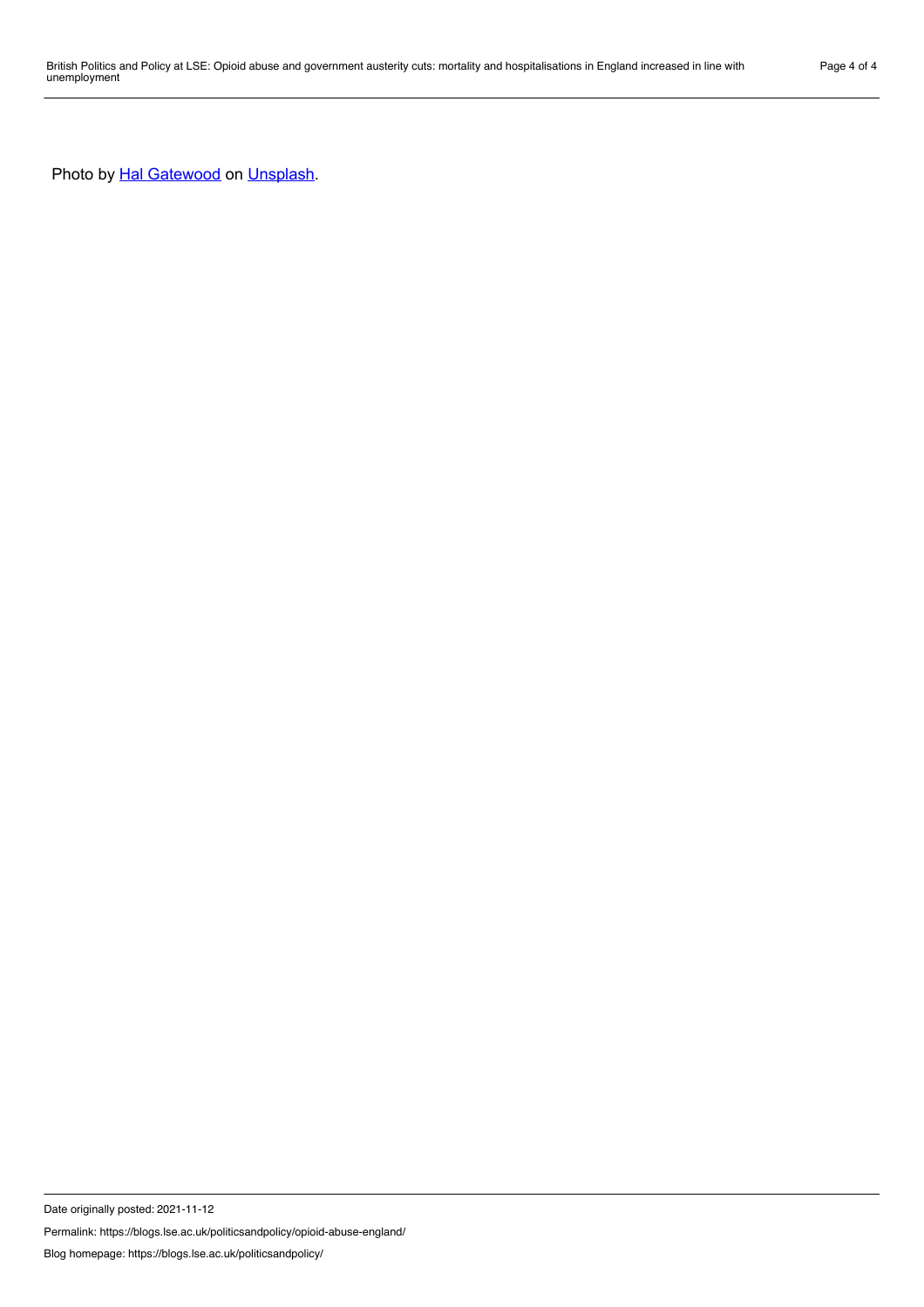Photo by [Hal Gatewood](https://unsplash.com/@halacious) on [Unsplash](https://unsplash.com/).

Date originally posted: 2021-11-12

Permalink: https://blogs.lse.ac.uk/politicsandpolicy/opioid-abuse-england/

Blog homepage: https://blogs.lse.ac.uk/politicsandpolicy/